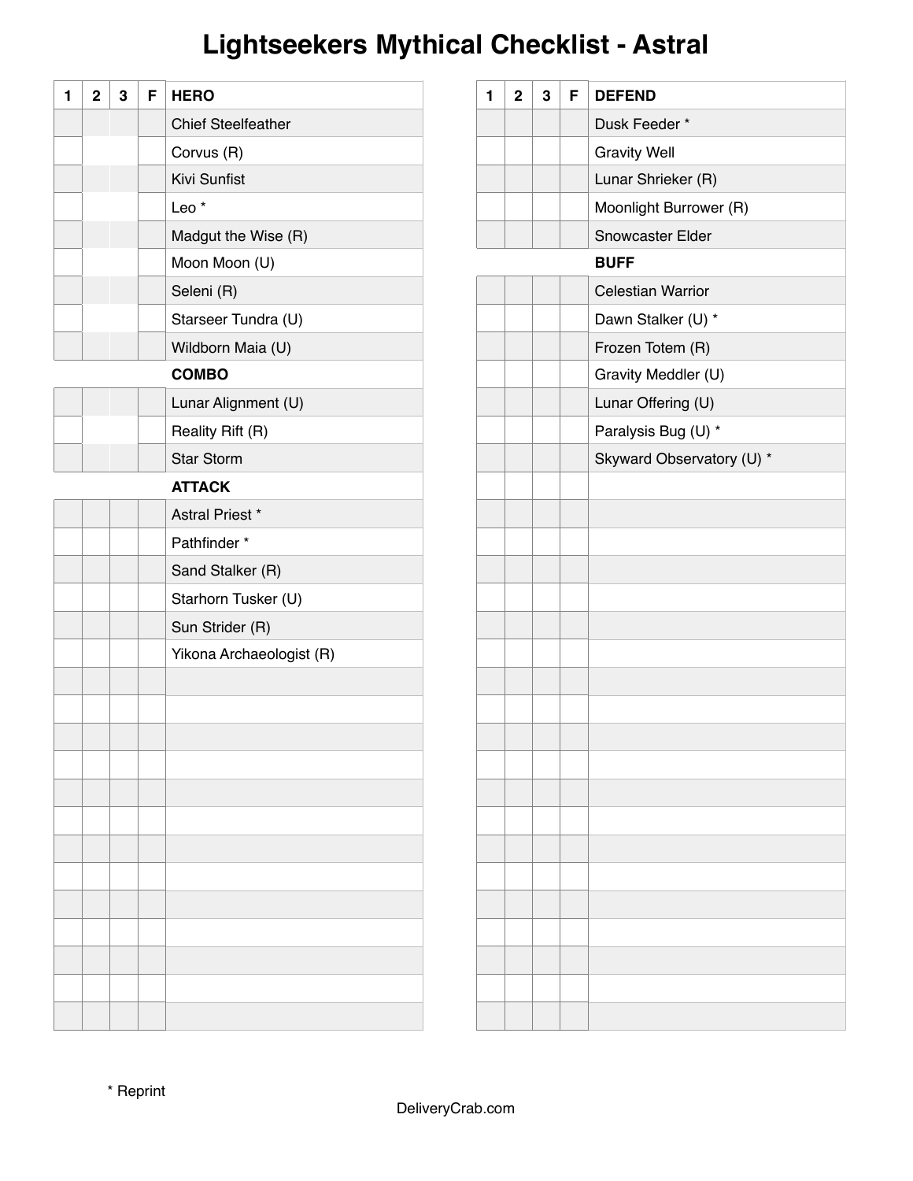# Lightseekers Mythical Checklist - Astral

| 1 | 2 | 3 | F | HERO |
|---|---|---|---|---|
| | | | | Chief Steelfeather |
| | | | | Corvus (R) |
| | | | | Kivi Sunfist |
| | | | | Leo * |
| | | | | Madgut the Wise (R) |
| | | | | Moon Moon (U) |
| | | | | Seleni (R) |
| | | | | Starseer Tundra (U) |
| | | | | Wildborn Maia (U) |
| | | | | **COMBO** |
| | | | | Lunar Alignment (U) |
| | | | | Reality Rift (R) |
| | | | | Star Storm |
| | | | | **ATTACK** |
| | | | | Astral Priest * |
| | | | | Pathfinder * |
| | | | | Sand Stalker (R) |
| | | | | Starhorn Tusker (U) |
| | | | | Sun Strider (R) |
| | | | | Yikona Archaeologist (R) |

| 1 | 2 | 3 | F | DEFEND |
|---|---|---|---|---|
| | | | | Dusk Feeder * |
| | | | | Gravity Well |
| | | | | Lunar Shrieker (R) |
| | | | | Moonlight Burrower (R) |
| | | | | Snowcaster Elder |
| | | | | **BUFF** |
| | | | | Celestian Warrior |
| | | | | Dawn Stalker (U) * |
| | | | | Frozen Totem (R) |
| | | | | Gravity Meddler (U) |
| | | | | Lunar Offering (U) |
| | | | | Paralysis Bug (U) * |
| | | | | Skyward Observatory (U) * |

\* Reprint

DeliveryCrab.com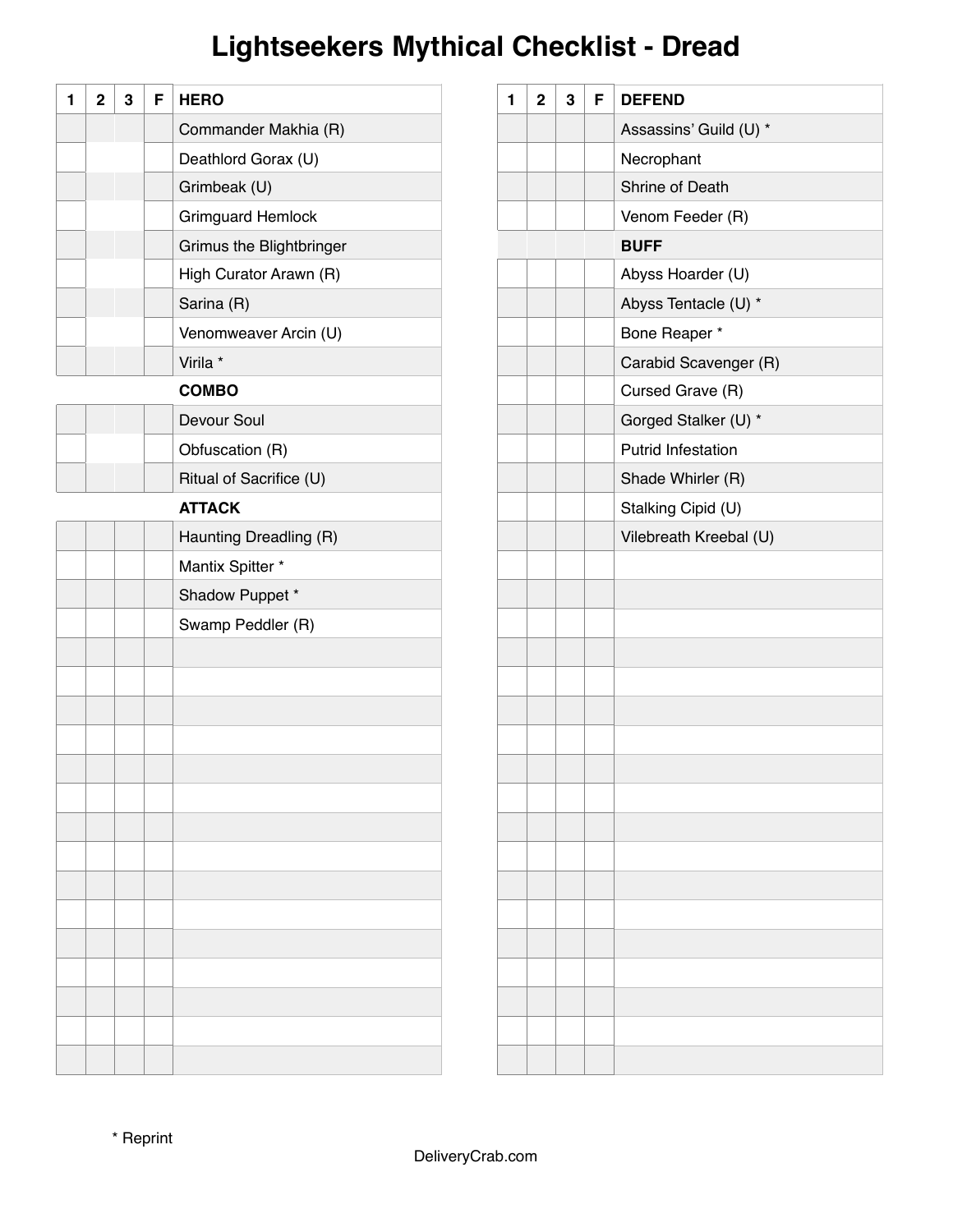# Lightseekers Mythical Checklist - Dread

| 1 | 2 | 3 | F | HERO |
|---|---|---|---|---|
| | | | | Commander Makhia (R) |
| | | | | Deathlord Gorax (U) |
| | | | | Grimbeak (U) |
| | | | | Grimguard Hemlock |
| | | | | Grimus the Blightbringer |
| | | | | High Curator Arawn (R) |
| | | | | Sarina (R) |
| | | | | Venomweaver Arcin (U) |
| | | | | Virila * |
| | | | | **COMBO** |
| | | | | Devour Soul |
| | | | | Obfuscation (R) |
| | | | | Ritual of Sacrifice (U) |
| | | | | **ATTACK** |
| | | | | Haunting Dreadling (R) |
| | | | | Mantix Spitter * |
| | | | | Shadow Puppet * |
| | | | | Swamp Peddler (R) |

| 1 | 2 | 3 | F | DEFEND |
|---|---|---|---|---|
| | | | | Assassins' Guild (U) * |
| | | | | Necrophant |
| | | | | Shrine of Death |
| | | | | Venom Feeder (R) |
| | | | | **BUFF** |
| | | | | Abyss Hoarder (U) |
| | | | | Abyss Tentacle (U) * |
| | | | | Bone Reaper * |
| | | | | Carabid Scavenger (R) |
| | | | | Cursed Grave (R) |
| | | | | Gorged Stalker (U) * |
| | | | | Putrid Infestation |
| | | | | Shade Whirler (R) |
| | | | | Stalking Cipid (U) |
| | | | | Vilebreath Kreebal (U) |

\* Reprint

DeliveryCrab.com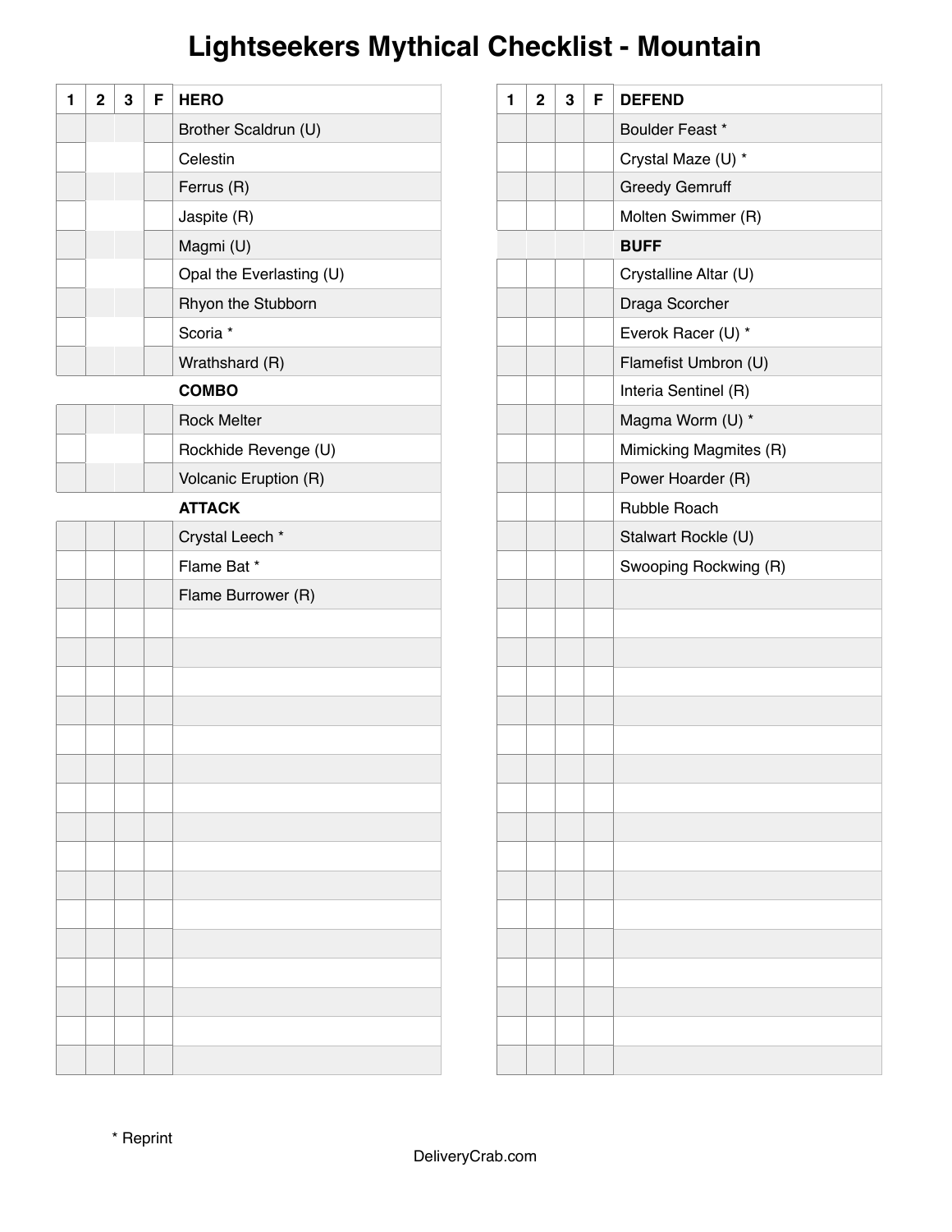# Lightseekers Mythical Checklist - Mountain

| 1 | 2 | 3 | F | HERO |
|---|---|---|---|---|
| | | | | Brother Scaldrun (U) |
| | | | | Celestin |
| | | | | Ferrus (R) |
| | | | | Jaspite (R) |
| | | | | Magmi (U) |
| | | | | Opal the Everlasting (U) |
| | | | | Rhyon the Stubborn |
| | | | | Scoria * |
| | | | | Wrathshard (R) |
| | | | | **COMBO** |
| | | | | Rock Melter |
| | | | | Rockhide Revenge (U) |
| | | | | Volcanic Eruption (R) |
| | | | | **ATTACK** |
| | | | | Crystal Leech * |
| | | | | Flame Bat * |
| | | | | Flame Burrower (R) |

| 1 | 2 | 3 | F | DEFEND |
|---|---|---|---|---|
| | | | | Boulder Feast * |
| | | | | Crystal Maze (U) * |
| | | | | Greedy Gemruff |
| | | | | Molten Swimmer (R) |
| | | | | **BUFF** |
| | | | | Crystalline Altar (U) |
| | | | | Draga Scorcher |
| | | | | Everok Racer (U) * |
| | | | | Flamefist Umbron (U) |
| | | | | Interia Sentinel (R) |
| | | | | Magma Worm (U) * |
| | | | | Mimicking Magmites (R) |
| | | | | Power Hoarder (R) |
| | | | | Rubble Roach |
| | | | | Stalwart Rockle (U) |
| | | | | Swooping Rockwing (R) |

* Reprint

DeliveryCrab.com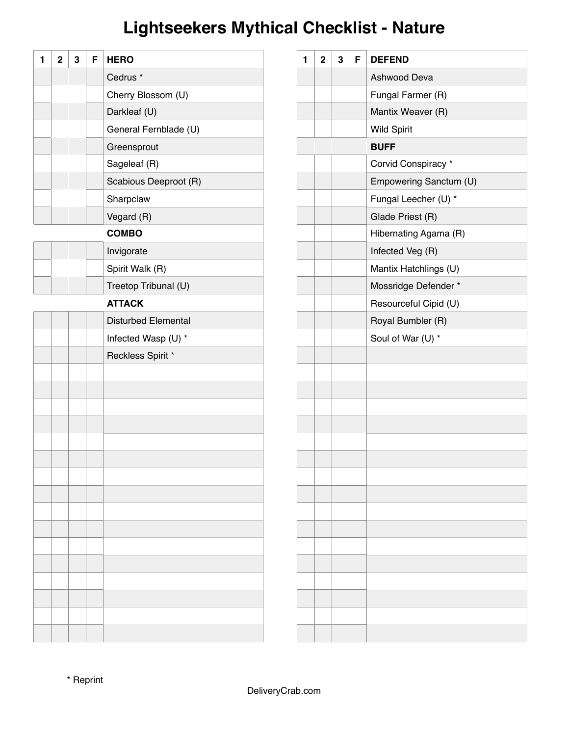# Lightseekers Mythical Checklist - Nature

| 1 | 2 | 3 | F | HERO |
|---|---|---|---|---|
| | | | | Cedrus * |
| | | | | Cherry Blossom (U) |
| | | | | Darkleaf (U) |
| | | | | General Fernblade (U) |
| | | | | Greensprout |
| | | | | Sageleaf (R) |
| | | | | Scabious Deeproot (R) |
| | | | | Sharpclaw |
| | | | | Vegard (R) |
| | | | | **COMBO** |
| | | | | Invigorate |
| | | | | Spirit Walk (R) |
| | | | | Treetop Tribunal (U) |
| | | | | **ATTACK** |
| | | | | Disturbed Elemental |
| | | | | Infected Wasp (U) * |
| | | | | Reckless Spirit * |
| | | | | |
| | | | | |
| | | | | |
| | | | | |
| | | | | |
| | | | | |
| | | | | |
| | | | | |
| | | | | |
| | | | | |
| | | | | |
| | | | | |
| | | | | |
| | | | | |
| | | | | |

| 1 | 2 | 3 | F | DEFEND |
|---|---|---|---|---|
| | | | | Ashwood Deva |
| | | | | Fungal Farmer (R) |
| | | | | Mantix Weaver (R) |
| | | | | Wild Spirit |
| | | | | **BUFF** |
| | | | | Corvid Conspiracy * |
| | | | | Empowering Sanctum (U) |
| | | | | Fungal Leecher (U) * |
| | | | | Glade Priest (R) |
| | | | | Hibernating Agama (R) |
| | | | | Infected Veg (R) |
| | | | | Mantix Hatchlings (U) |
| | | | | Mossridge Defender * |
| | | | | Resourceful Cipid (U) |
| | | | | Royal Bumbler (R) |
| | | | | Soul of War (U) * |
| | | | | |
| | | | | |
| | | | | |
| | | | | |
| | | | | |
| | | | | |
| | | | | |
| | | | | |
| | | | | |
| | | | | |
| | | | | |
| | | | | |
| | | | | |
| | | | | |
| | | | | |
| | | | | |

\* Reprint

DeliveryCrab.com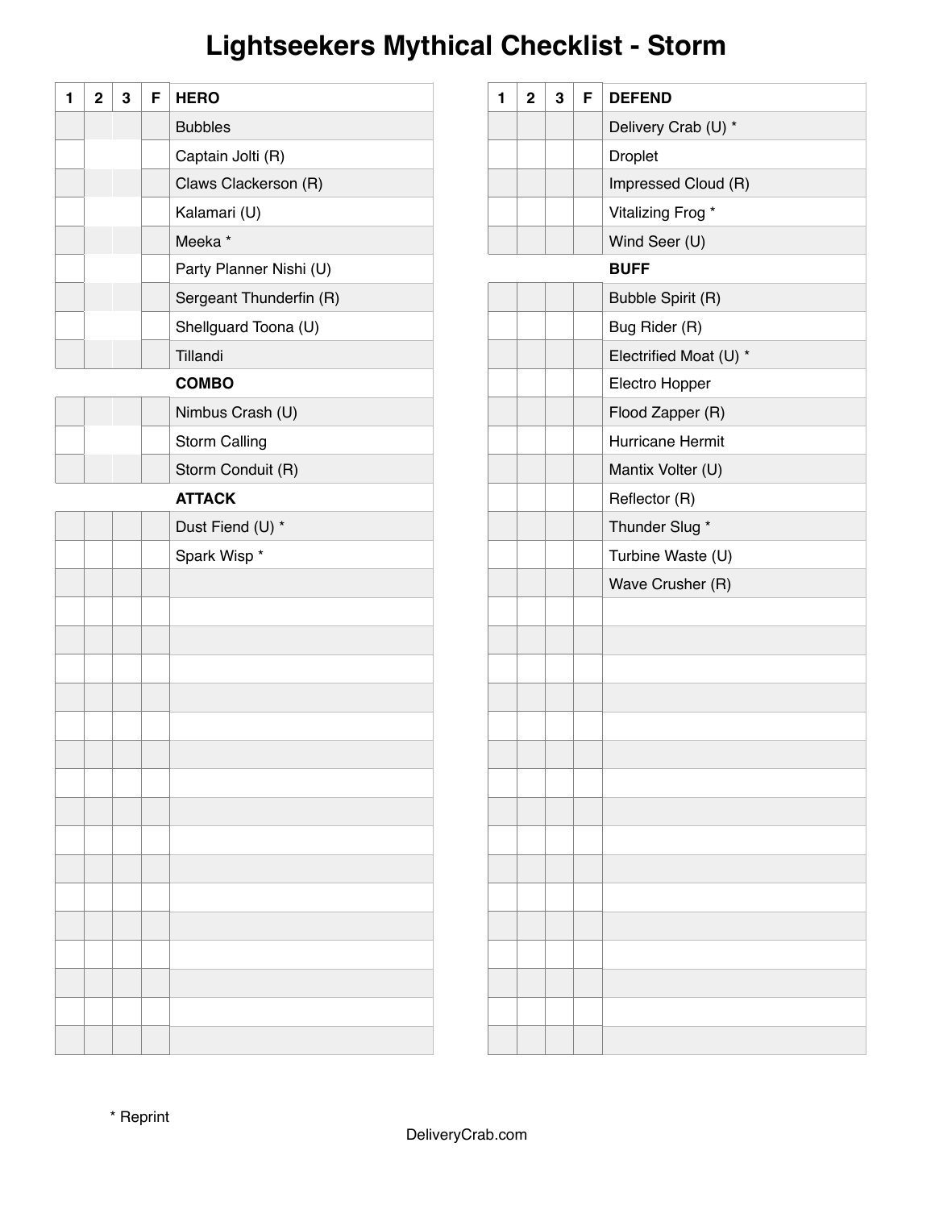# Lightseekers Mythical Checklist - Storm

| 1 | 2 | 3 | F | HERO |
|---|---|---|---|---|
| | | | | Bubbles |
| | | | | Captain Jolti (R) |
| | | | | Claws Clackerson (R) |
| | | | | Kalamari (U) |
| | | | | Meeka * |
| | | | | Party Planner Nishi (U) |
| | | | | Sergeant Thunderfin (R) |
| | | | | Shellguard Toona (U) |
| | | | | Tillandi |
| | | | | **COMBO** |
| | | | | Nimbus Crash (U) |
| | | | | Storm Calling |
| | | | | Storm Conduit (R) |
| | | | | **ATTACK** |
| | | | | Dust Fiend (U) * |
| | | | | Spark Wisp * |

| 1 | 2 | 3 | F | DEFEND |
|---|---|---|---|---|
| | | | | Delivery Crab (U) * |
| | | | | Droplet |
| | | | | Impressed Cloud (R) |
| | | | | Vitalizing Frog * |
| | | | | Wind Seer (U) |
| | | | | **BUFF** |
| | | | | Bubble Spirit (R) |
| | | | | Bug Rider (R) |
| | | | | Electrified Moat (U) * |
| | | | | Electro Hopper |
| | | | | Flood Zapper (R) |
| | | | | Hurricane Hermit |
| | | | | Mantix Volter (U) |
| | | | | Reflector (R) |
| | | | | Thunder Slug * |
| | | | | Turbine Waste (U) |
| | | | | Wave Crusher (R) |

* Reprint

DeliveryCrab.com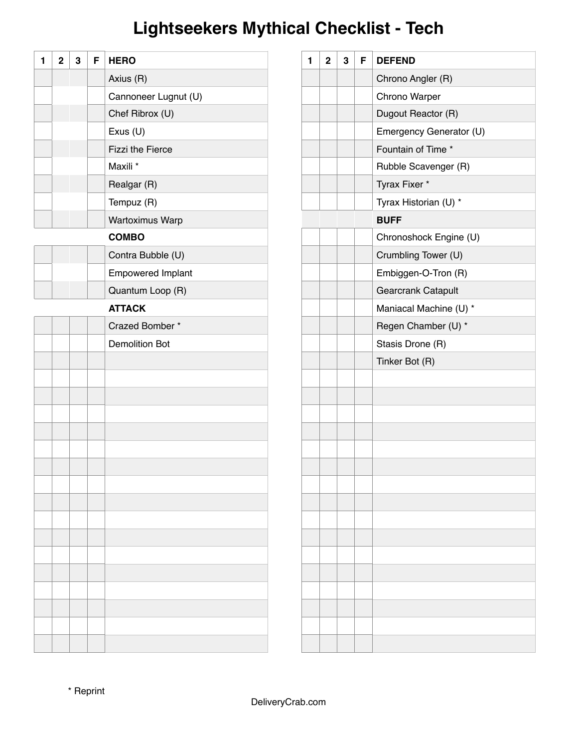# Lightseekers Mythical Checklist - Tech

| 1 | 2 | 3 | F | HERO |
|---|---|---|---|---|
| | | | | Axius (R) |
| | | | | Cannoneer Lugnut (U) |
| | | | | Chef Ribrox (U) |
| | | | | Exus (U) |
| | | | | Fizzi the Fierce |
| | | | | Maxili * |
| | | | | Realgar (R) |
| | | | | Tempuz (R) |
| | | | | Wartoximus Warp |
| | | | | **COMBO** |
| | | | | Contra Bubble (U) |
| | | | | Empowered Implant |
| | | | | Quantum Loop (R) |
| | | | | **ATTACK** |
| | | | | Crazed Bomber * |
| | | | | Demolition Bot |

| 1 | 2 | 3 | F | DEFEND |
|---|---|---|---|---|
| | | | | Chrono Angler (R) |
| | | | | Chrono Warper |
| | | | | Dugout Reactor (R) |
| | | | | Emergency Generator (U) |
| | | | | Fountain of Time * |
| | | | | Rubble Scavenger (R) |
| | | | | Tyrax Fixer * |
| | | | | Tyrax Historian (U) * |
| | | | | **BUFF** |
| | | | | Chronoshock Engine (U) |
| | | | | Crumbling Tower (U) |
| | | | | Embiggen-O-Tron (R) |
| | | | | Gearcrank Catapult |
| | | | | Maniacal Machine (U) * |
| | | | | Regen Chamber (U) * |
| | | | | Stasis Drone (R) |
| | | | | Tinker Bot (R) |

* Reprint

DeliveryCrab.com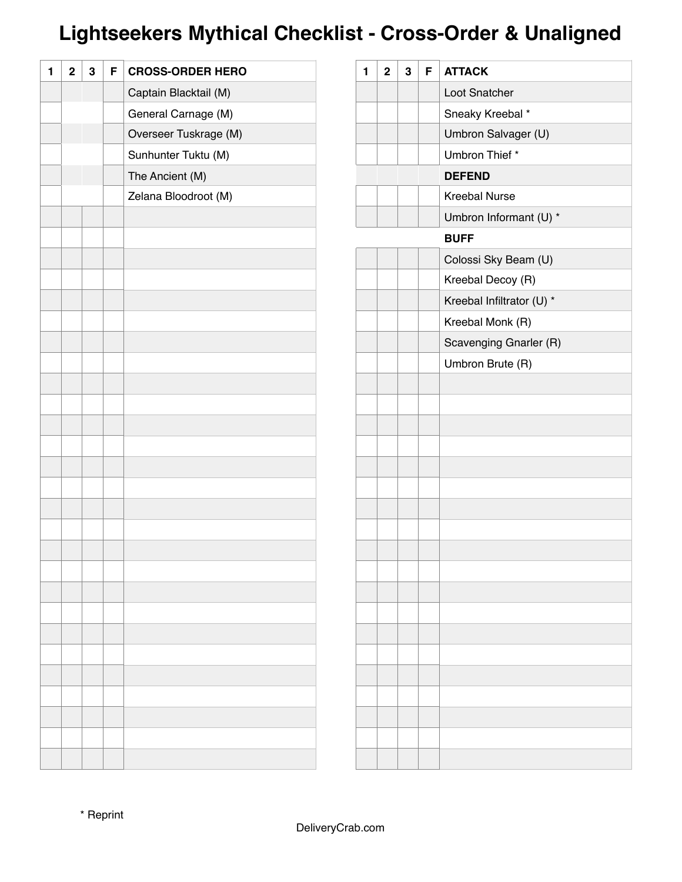# Lightseekers Mythical Checklist - Cross-Order & Unaligned

| 1 | 2 | 3 | F | CROSS-ORDER HERO |
|---|---|---|---|---|
| | | | | Captain Blacktail (M) |
| | | | | General Carnage (M) |
| | | | | Overseer Tuskrage (M) |
| | | | | Sunhunter Tuktu (M) |
| | | | | The Ancient (M) |
| | | | | Zelana Bloodroot (M) |

| 1 | 2 | 3 | F | ATTACK |
|---|---|---|---|---|
| | | | | Loot Snatcher |
| | | | | Sneaky Kreebal * |
| | | | | Umbron Salvager (U) |
| | | | | Umbron Thief * |
| | | | | **DEFEND** |
| | | | | Kreebal Nurse |
| | | | | Umbron Informant (U) * |
| | | | | **BUFF** |
| | | | | Colossi Sky Beam (U) |
| | | | | Kreebal Decoy (R) |
| | | | | Kreebal Infiltrator (U) * |
| | | | | Kreebal Monk (R) |
| | | | | Scavenging Gnarler (R) |
| | | | | Umbron Brute (R) |

* Reprint

DeliveryCrab.com